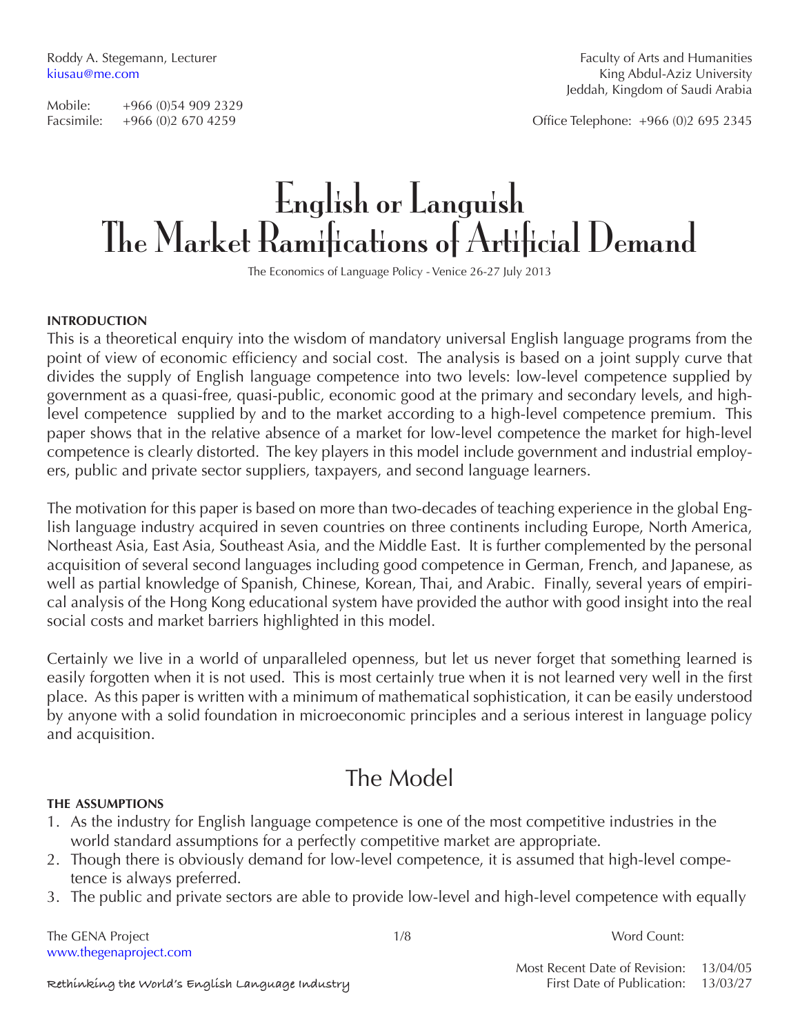Roddy A. Stegemann, Lecturer
kiusau@me.com

Mobile: +966 (0)54 909 2329
Facsimile: +966 (0)2 670 4259

Faculty of Arts and Humanities
King Abdul-Aziz University
Jeddah, Kingdom of Saudi Arabia

Office Telephone: +966 (0)2 695 2345

# English or Languish
# The Market Ramifications of Artificial Demand

The Economics of Language Policy - Venice 26-27 July 2013

**INTRODUCTION**

This is a theoretical enquiry into the wisdom of mandatory universal English language programs from the point of view of economic efficiency and social cost. The analysis is based on a joint supply curve that divides the supply of English language competence into two levels: low-level competence supplied by government as a quasi-free, quasi-public, economic good at the primary and secondary levels, and high-level competence supplied by and to the market according to a high-level competence premium. This paper shows that in the relative absence of a market for low-level competence the market for high-level competence is clearly distorted. The key players in this model include government and industrial employers, public and private sector suppliers, taxpayers, and second language learners.

The motivation for this paper is based on more than two-decades of teaching experience in the global English language industry acquired in seven countries on three continents including Europe, North America, Northeast Asia, East Asia, Southeast Asia, and the Middle East. It is further complemented by the personal acquisition of several second languages including good competence in German, French, and Japanese, as well as partial knowledge of Spanish, Chinese, Korean, Thai, and Arabic. Finally, several years of empirical analysis of the Hong Kong educational system have provided the author with good insight into the real social costs and market barriers highlighted in this model.

Certainly we live in a world of unparalleled openness, but let us never forget that something learned is easily forgotten when it is not used. This is most certainly true when it is not learned very well in the first place. As this paper is written with a minimum of mathematical sophistication, it can be easily understood by anyone with a solid foundation in microeconomic principles and a serious interest in language policy and acquisition.

## The Model

**THE ASSUMPTIONS**

1. As the industry for English language competence is one of the most competitive industries in the world standard assumptions for a perfectly competitive market are appropriate.
2. Though there is obviously demand for low-level competence, it is assumed that high-level competence is always preferred.
3. The public and private sectors are able to provide low-level and high-level competence with equally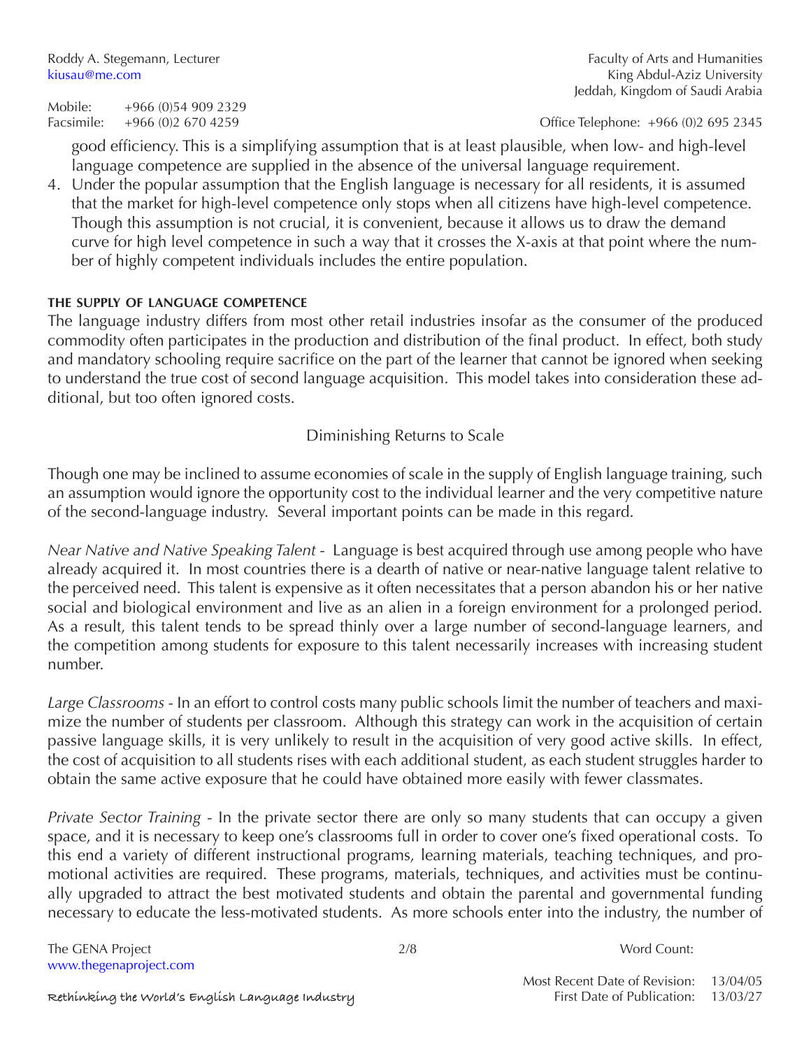good efficiency. This is a simplifying assumption that is at least plausible, when low- and high-level language competence are supplied in the absence of the universal language requirement.

4. Under the popular assumption that the English language is necessary for all residents, it is assumed that the market for high-level competence only stops when all citizens have high-level competence. Though this assumption is not crucial, it is convenient, because it allows us to draw the demand curve for high level competence in such a way that it crosses the X-axis at that point where the number of highly competent individuals includes the entire population.

#### THE SUPPLY OF LANGUAGE COMPETENCE

The language industry differs from most other retail industries insofar as the consumer of the produced commodity often participates in the production and distribution of the final product. In effect, both study and mandatory schooling require sacrifice on the part of the learner that cannot be ignored when seeking to understand the true cost of second language acquisition. This model takes into consideration these additional, but too often ignored costs.

##### Diminishing Returns to Scale

Though one may be inclined to assume economies of scale in the supply of English language training, such an assumption would ignore the opportunity cost to the individual learner and the very competitive nature of the second-language industry. Several important points can be made in this regard.

*Near Native and Native Speaking Talent* - Language is best acquired through use among people who have already acquired it. In most countries there is a dearth of native or near-native language talent relative to the perceived need. This talent is expensive as it often necessitates that a person abandon his or her native social and biological environment and live as an alien in a foreign environment for a prolonged period. As a result, this talent tends to be spread thinly over a large number of second-language learners, and the competition among students for exposure to this talent necessarily increases with increasing student number.

*Large Classrooms* - In an effort to control costs many public schools limit the number of teachers and maximize the number of students per classroom. Although this strategy can work in the acquisition of certain passive language skills, it is very unlikely to result in the acquisition of very good active skills. In effect, the cost of acquisition to all students rises with each additional student, as each student struggles harder to obtain the same active exposure that he could have obtained more easily with fewer classmates.

*Private Sector Training* - In the private sector there are only so many students that can occupy a given space, and it is necessary to keep one's classrooms full in order to cover one's fixed operational costs. To this end a variety of different instructional programs, learning materials, teaching techniques, and promotional activities are required. These programs, materials, techniques, and activities must be continually upgraded to attract the best motivated students and obtain the parental and governmental funding necessary to educate the less-motivated students. As more schools enter into the industry, the number of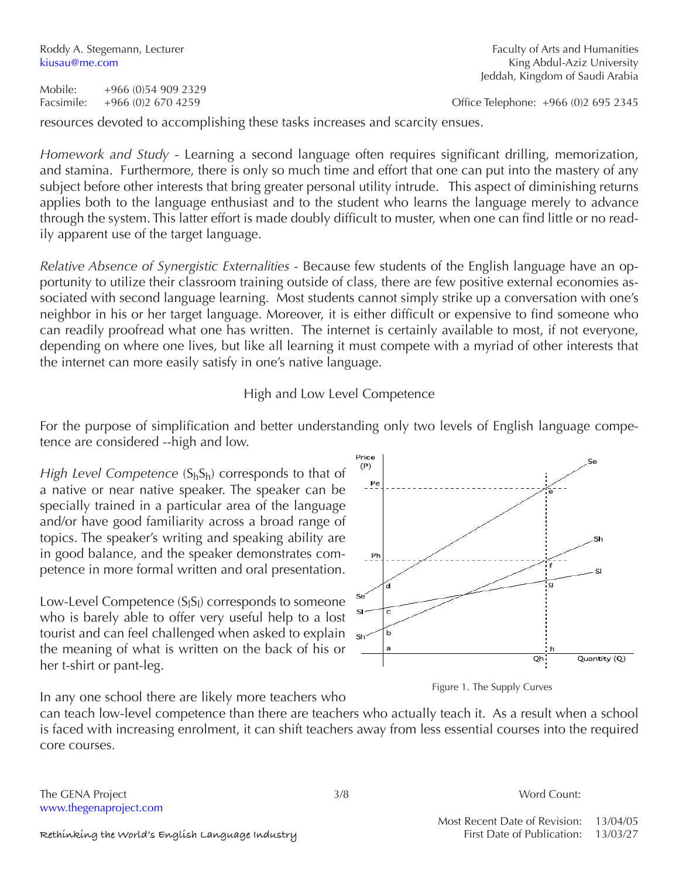resources devoted to accomplishing these tasks increases and scarcity ensues.

*Homework and Study* - Learning a second language often requires significant drilling, memorization, and stamina. Furthermore, there is only so much time and effort that one can put into the mastery of any subject before other interests that bring greater personal utility intrude. This aspect of diminishing returns applies both to the language enthusiast and to the student who learns the language merely to advance through the system. This latter effort is made doubly difficult to muster, when one can find little or no readily apparent use of the target language.

*Relative Absence of Synergistic Externalities* - Because few students of the English language have an opportunity to utilize their classroom training outside of class, there are few positive external economies associated with second language learning. Most students cannot simply strike up a conversation with one's neighbor in his or her target language. Moreover, it is either difficult or expensive to find someone who can readily proofread what one has written. The internet is certainly available to most, if not everyone, depending on where one lives, but like all learning it must compete with a myriad of other interests that the internet can more easily satisfy in one's native language.

## High and Low Level Competence

For the purpose of simplification and better understanding only two levels of English language competence are considered --high and low.

*High Level Competence* ($S_hS_h$) corresponds to that of a native or near native speaker. The speaker can be specially trained in a particular area of the language and/or have good familiarity across a broad range of topics. The speaker's writing and speaking ability are in good balance, and the speaker demonstrates competence in more formal written and oral presentation.

Low-Level Competence ($S_lS_l$) corresponds to someone who is barely able to offer very useful help to a lost tourist and can feel challenged when asked to explain the meaning of what is written on the back of his or her t-shirt or pant-leg.

Figure 1. The Supply Curves

In any one school there are likely more teachers who can teach low-level competence than there are teachers who actually teach it. As a result when a school is faced with increasing enrolment, it can shift teachers away from less essential courses into the required core courses.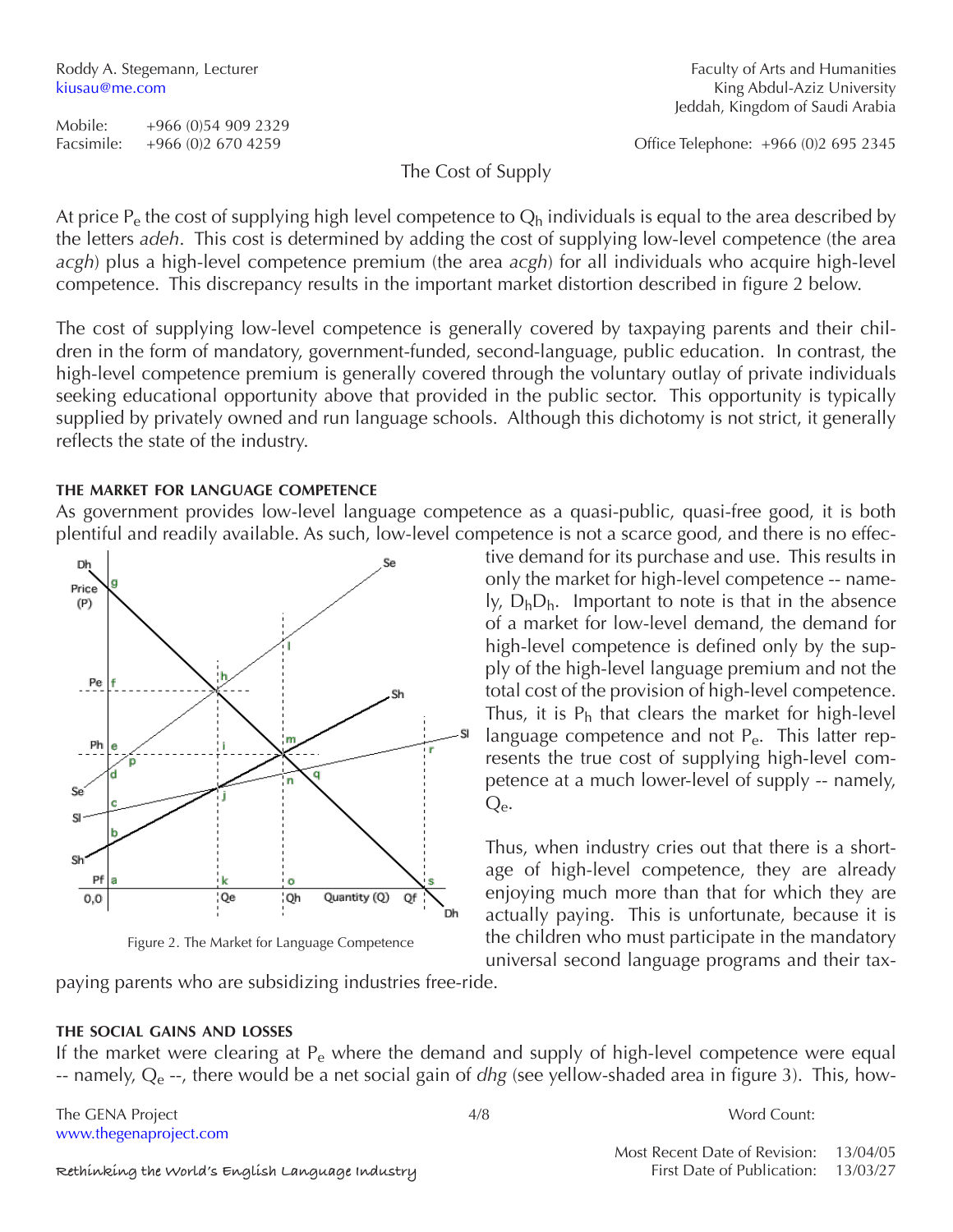The Cost of Supply

At price $P_e$ the cost of supplying high level competence to $Q_h$ individuals is equal to the area described by the letters *adeh*. This cost is determined by adding the cost of supplying low-level competence (the area *acgh*) plus a high-level competence premium (the area *acgh*) for all individuals who acquire high-level competence. This discrepancy results in the important market distortion described in figure 2 below.

The cost of supplying low-level competence is generally covered by taxpaying parents and their children in the form of mandatory, government-funded, second-language, public education. In contrast, the high-level competence premium is generally covered through the voluntary outlay of private individuals seeking educational opportunity above that provided in the public sector. This opportunity is typically supplied by privately owned and run language schools. Although this dichotomy is not strict, it generally reflects the state of the industry.

#### THE MARKET FOR LANGUAGE COMPETENCE

As government provides low-level language competence as a quasi-public, quasi-free good, it is both plentiful and readily available. As such, low-level competence is not a scarce good, and there is no effective demand for its purchase and use. This results in only the market for high-level competence -- namely, $D_hD_h$. Important to note is that in the absence of a market for low-level demand, the demand for high-level competence is defined only by the supply of the high-level language premium and not the total cost of the provision of high-level competence. Thus, it is $P_h$ that clears the market for high-level language competence and not $P_e$. This latter represents the true cost of supplying high-level competence at a much lower-level of supply -- namely, $Q_e$.

Figure 2. The Market for Language Competence

Thus, when industry cries out that there is a shortage of high-level competence, they are already enjoying much more than that for which they are actually paying. This is unfortunate, because it is the children who must participate in the mandatory universal second language programs and their taxpaying parents who are subsidizing industries free-ride.

#### THE SOCIAL GAINS AND LOSSES

If the market were clearing at $P_e$ where the demand and supply of high-level competence were equal -- namely, $Q_e$ --, there would be a net social gain of *dhg* (see yellow-shaded area in figure 3). This, how-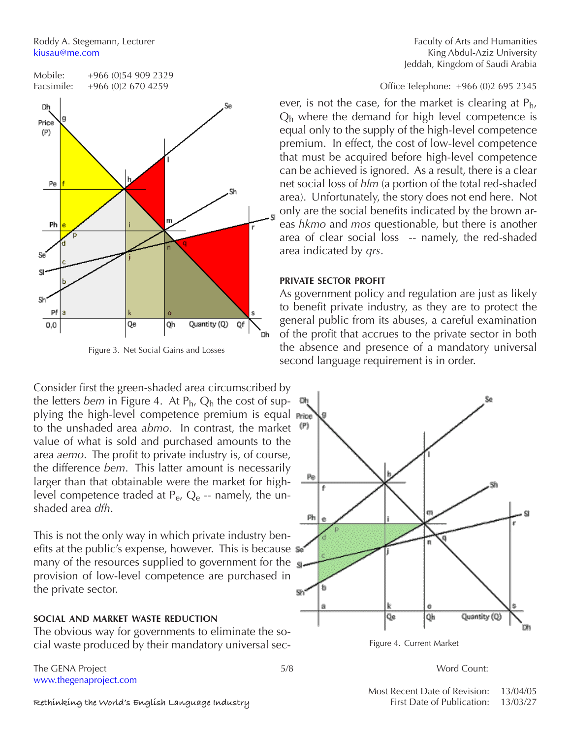Figure 3. Net Social Gains and Losses

ever, is not the case, for the market is clearing at $P_h$, $Q_h$ where the demand for high level competence is equal only to the supply of the high-level competence premium. In effect, the cost of low-level competence that must be acquired before high-level competence can be achieved is ignored. As a result, there is a clear net social loss of *hlm* (a portion of the total red-shaded area). Unfortunately, the story does not end here. Not only are the social benefits indicated by the brown areas *hkmo* and *mos* questionable, but there is another area of clear social loss -- namely, the red-shaded area indicated by *qrs*.

#### PRIVATE SECTOR PROFIT

As government policy and regulation are just as likely to benefit private industry, as they are to protect the general public from its abuses, a careful examination of the profit that accrues to the private sector in both the absence and presence of a mandatory universal second language requirement is in order.

Consider first the green-shaded area circumscribed by the letters *bem* in Figure 4. At $P_h$, $Q_h$ the cost of supplying the high-level competence premium is equal to the unshaded area *abmo*. In contrast, the market value of what is sold and purchased amounts to the area *aemo*. The profit to private industry is, of course, the difference *bem*. This latter amount is necessarily larger than that obtainable were the market for high-level competence traded at $P_e$, $Q_e$ -- namely, the unshaded area *dfh*.

This is not the only way in which private industry benefits at the public's expense, however. This is because many of the resources supplied to government for the provision of low-level competence are purchased in the private sector.

#### SOCIAL AND MARKET WASTE REDUCTION

The obvious way for governments to eliminate the social waste produced by their mandatory universal sec-

Figure 4. Current Market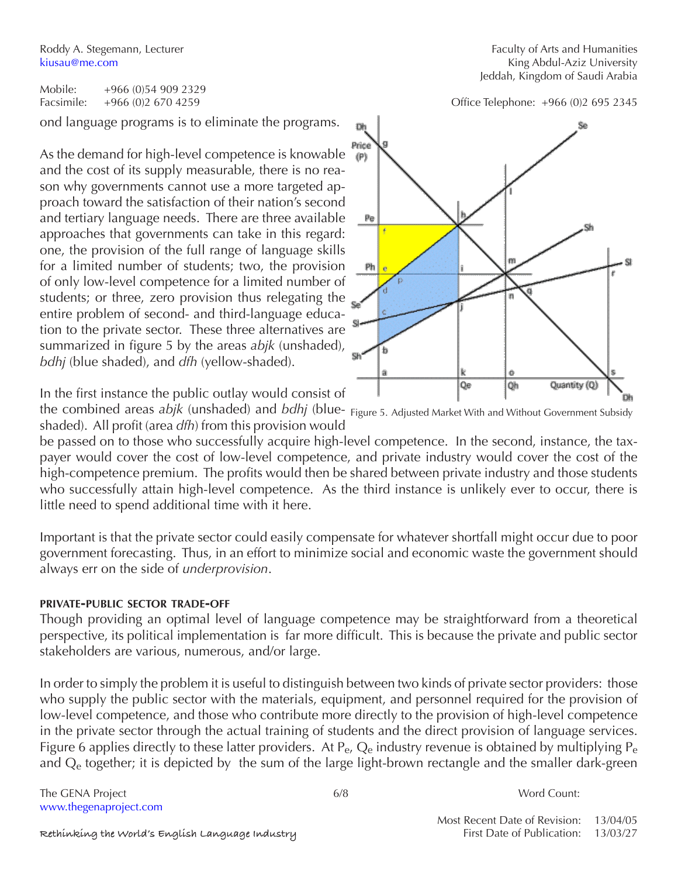ond language programs is to eliminate the programs.

As the demand for high-level competence is knowable and the cost of its supply measurable, there is no reason why governments cannot use a more targeted approach toward the satisfaction of their nation's second and tertiary language needs. There are three available approaches that governments can take in this regard: one, the provision of the full range of language skills for a limited number of students; two, the provision of only low-level competence for a limited number of students; or three, zero provision thus relegating the entire problem of second- and third-language education to the private sector. These three alternatives are summarized in figure 5 by the areas *abjk* (unshaded), *bdhj* (blue shaded), and *dfh* (yellow-shaded).

Figure 5. Adjusted Market With and Without Government Subsidy

In the first instance the public outlay would consist of the combined areas *abjk* (unshaded) and *bdhj* (blue-shaded). All profit (area *dfh*) from this provision would be passed on to those who successfully acquire high-level competence. In the second, instance, the taxpayer would cover the cost of low-level competence, and private industry would cover the cost of the high-competence premium. The profits would then be shared between private industry and those students who successfully attain high-level competence. As the third instance is unlikely ever to occur, there is little need to spend additional time with it here.

Important is that the private sector could easily compensate for whatever shortfall might occur due to poor government forecasting. Thus, in an effort to minimize social and economic waste the government should always err on the side of *underprovision*.

#### PRIVATE-PUBLIC SECTOR TRADE-OFF

Though providing an optimal level of language competence may be straightforward from a theoretical perspective, its political implementation is far more difficult. This is because the private and public sector stakeholders are various, numerous, and/or large.

In order to simply the problem it is useful to distinguish between two kinds of private sector providers: those who supply the public sector with the materials, equipment, and personnel required for the provision of low-level competence, and those who contribute more directly to the provision of high-level competence in the private sector through the actual training of students and the direct provision of language services. Figure 6 applies directly to these latter providers. At $P_e$, $Q_e$ industry revenue is obtained by multiplying $P_e$ and $Q_e$ together; it is depicted by the sum of the large light-brown rectangle and the smaller dark-green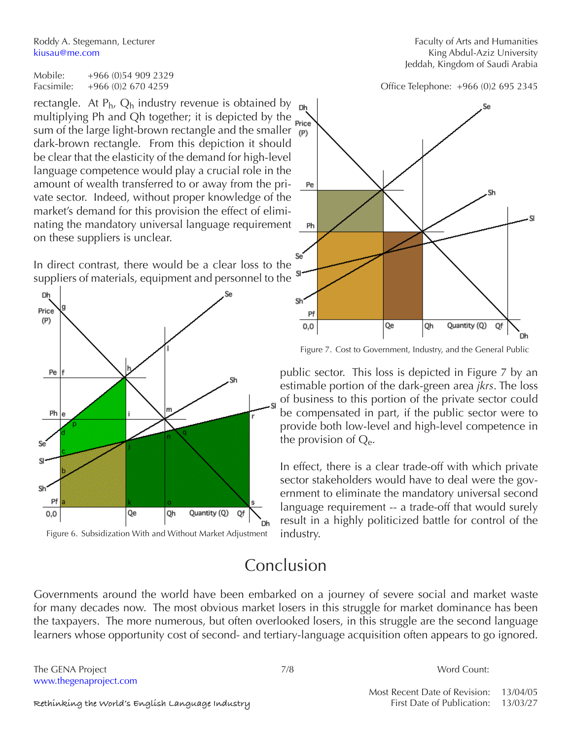rectangle. At $P_h$, $Q_h$ industry revenue is obtained by multiplying Ph and Qh together; it is depicted by the sum of the large light-brown rectangle and the smaller dark-brown rectangle. From this depiction it should be clear that the elasticity of the demand for high-level language competence would play a crucial role in the amount of wealth transferred to or away from the private sector. Indeed, without proper knowledge of the market's demand for this provision the effect of eliminating the mandatory universal language requirement on these suppliers is unclear.

In direct contrast, there would be a clear loss to the suppliers of materials, equipment and personnel to the public sector. This loss is depicted in Figure 7 by an estimable portion of the dark-green area *jkrs*. The loss of business to this portion of the private sector could be compensated in part, if the public sector were to provide both low-level and high-level competence in the provision of $Q_e$.

Figure 6. Subsidization With and Without Market Adjustment

Figure 7. Cost to Government, Industry, and the General Public

In effect, there is a clear trade-off with which private sector stakeholders would have to deal were the government to eliminate the mandatory universal second language requirement -- a trade-off that would surely result in a highly politicized battle for control of the industry.

# Conclusion

Governments around the world have been embarked on a journey of severe social and market waste for many decades now. The most obvious market losers in this struggle for market dominance has been the taxpayers. The more numerous, but often overlooked losers, in this struggle are the second language learners whose opportunity cost of second- and tertiary-language acquisition often appears to go ignored.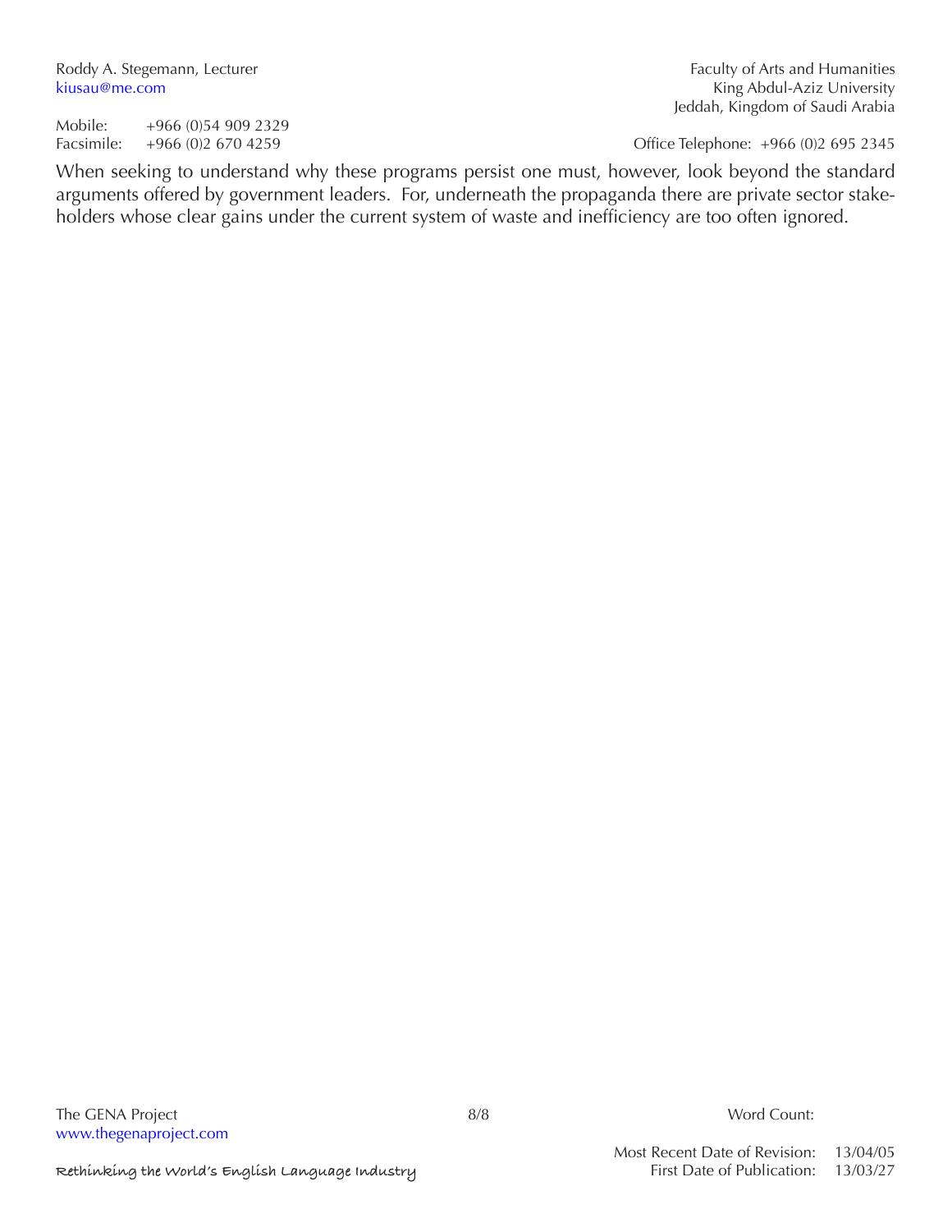When seeking to understand why these programs persist one must, however, look beyond the standard arguments offered by government leaders. For, underneath the propaganda there are private sector stakeholders whose clear gains under the current system of waste and inefficiency are too often ignored.